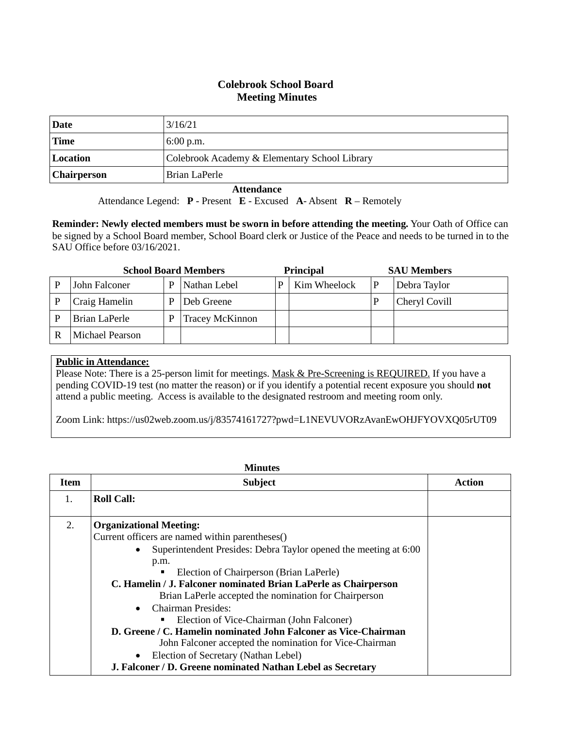# Colebrook School Board
## Meeting Minutes

| Date | 3/16/21 |
|---|---|
| Time | 6:00 p.m. |
| Location | Colebrook Academy & Elementary School Library |
| Chairperson | Brian LaPerle |

**Attendance**

Attendance Legend: **P** - Present **E** - Excused **A**- Absent **R** – Remotely

**Reminder: Newly elected members must be sworn in before attending the meeting.** Your Oath of Office can be signed by a School Board member, School Board clerk or Justice of the Peace and needs to be turned in to the SAU Office before 03/16/2021.

| School Board Members | | | | Principal | | SAU Members | |
|---|---|---|---|---|---|---|---|
| P | John Falconer | P | Nathan Lebel | P | Kim Wheelock | P | Debra Taylor |
| P | Craig Hamelin | P | Deb Greene | | | P | Cheryl Covill |
| P | Brian LaPerle | P | Tracey McKinnon | | | | |
| R | Michael Pearson | | | | | | |

**Public in Attendance:**

Please Note: There is a 25-person limit for meetings. Mask & Pre-Screening is REQUIRED. If you have a pending COVID-19 test (no matter the reason) or if you identify a potential recent exposure you should **not** attend a public meeting. Access is available to the designated restroom and meeting room only.

Zoom Link: https://us02web.zoom.us/j/83574161727?pwd=L1NEVUVORzAvanEwOHJFYOVXQ05rUT09

**Minutes**

| Item | Subject | Action |
|---|---|---|
| 1. | **Roll Call:** | |
| 2. | **Organizational Meeting:**<br>Current officers are named within parentheses()<br>• Superintendent Presides: Debra Taylor opened the meeting at 6:00 p.m.<br>▪ Election of Chairperson (Brian LaPerle)<br>**C. Hamelin / J. Falconer nominated Brian LaPerle as Chairperson**<br>Brian LaPerle accepted the nomination for Chairperson<br>• Chairman Presides:<br>▪ Election of Vice-Chairman (John Falconer)<br>**D. Greene / C. Hamelin nominated John Falconer as Vice-Chairman**<br>John Falconer accepted the nomination for Vice-Chairman<br>• Election of Secretary (Nathan Lebel)<br>**J. Falconer / D. Greene nominated Nathan Lebel as Secretary** | |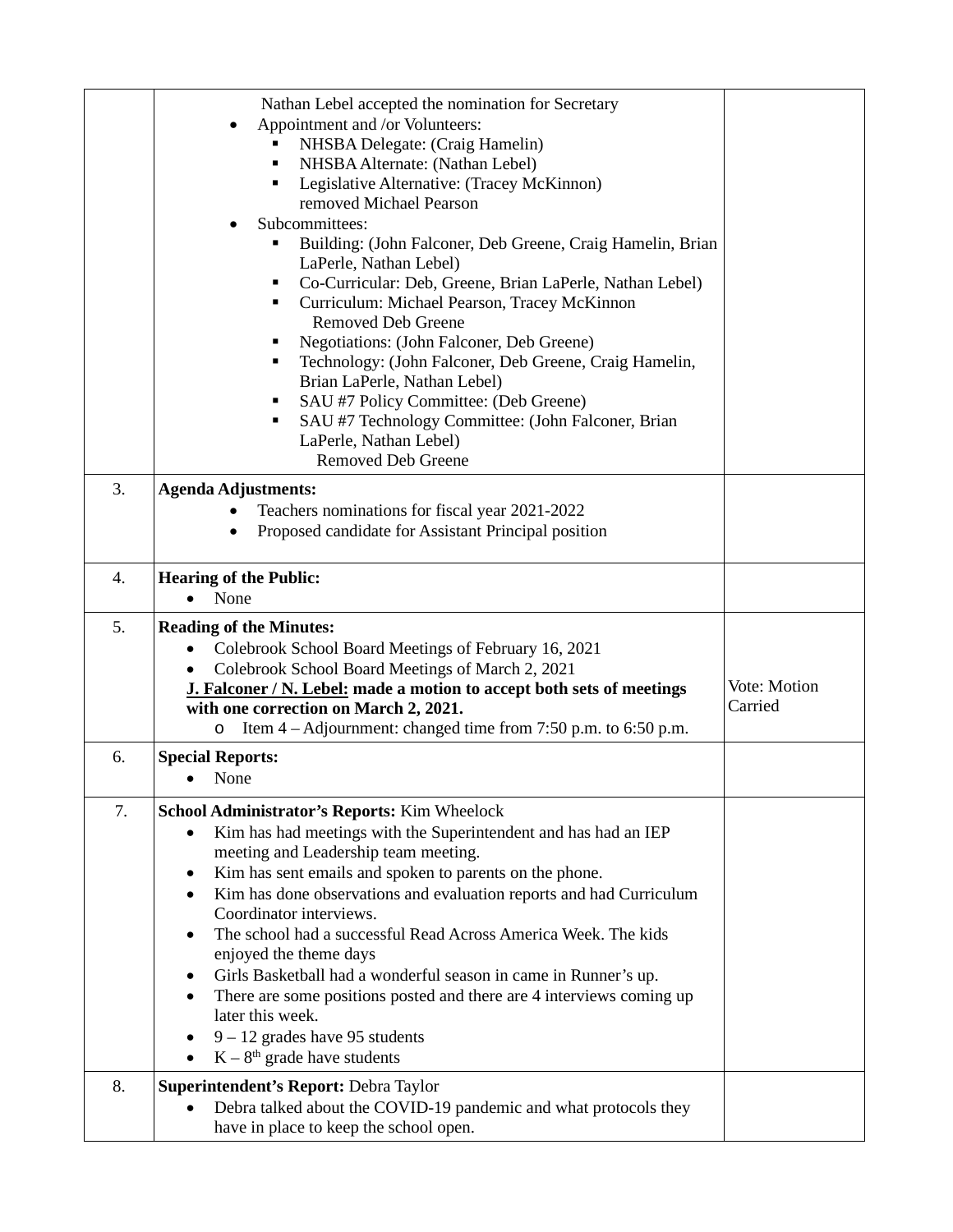| | | |
|---|---|---|
| | Nathan Lebel accepted the nomination for Secretary<br>• Appointment and /or Volunteers:<br>&nbsp;&nbsp;▪ NHSBA Delegate: (Craig Hamelin)<br>&nbsp;&nbsp;▪ NHSBA Alternate: (Nathan Lebel)<br>&nbsp;&nbsp;▪ Legislative Alternative: (Tracey McKinnon)<br>&nbsp;&nbsp;&nbsp;&nbsp;removed Michael Pearson<br>• Subcommittees:<br>&nbsp;&nbsp;▪ Building: (John Falconer, Deb Greene, Craig Hamelin, Brian LaPerle, Nathan Lebel)<br>&nbsp;&nbsp;▪ Co-Curricular: Deb, Greene, Brian LaPerle, Nathan Lebel)<br>&nbsp;&nbsp;▪ Curriculum: Michael Pearson, Tracey McKinnon<br>&nbsp;&nbsp;&nbsp;&nbsp;Removed Deb Greene<br>&nbsp;&nbsp;▪ Negotiations: (John Falconer, Deb Greene)<br>&nbsp;&nbsp;▪ Technology: (John Falconer, Deb Greene, Craig Hamelin, Brian LaPerle, Nathan Lebel)<br>&nbsp;&nbsp;▪ SAU #7 Policy Committee: (Deb Greene)<br>&nbsp;&nbsp;▪ SAU #7 Technology Committee: (John Falconer, Brian LaPerle, Nathan Lebel)<br>&nbsp;&nbsp;&nbsp;&nbsp;Removed Deb Greene | |
| 3. | **Agenda Adjustments:**<br>• Teachers nominations for fiscal year 2021-2022<br>• Proposed candidate for Assistant Principal position | |
| 4. | **Hearing of the Public:**<br>• None | |
| 5. | **Reading of the Minutes:**<br>• Colebrook School Board Meetings of February 16, 2021<br>• Colebrook School Board Meetings of March 2, 2021<br>**<u>J. Falconer / N. Lebel:</u> made a motion to accept both sets of meetings with one correction on March 2, 2021.**<br>&nbsp;&nbsp;o Item 4 – Adjournment: changed time from 7:50 p.m. to 6:50 p.m. | Vote: Motion Carried |
| 6. | **Special Reports:**<br>• None | |
| 7. | **School Administrator's Reports:** Kim Wheelock<br>• Kim has had meetings with the Superintendent and has had an IEP meeting and Leadership team meeting.<br>• Kim has sent emails and spoken to parents on the phone.<br>• Kim has done observations and evaluation reports and had Curriculum Coordinator interviews.<br>• The school had a successful Read Across America Week. The kids enjoyed the theme days<br>• Girls Basketball had a wonderful season in came in Runner's up.<br>• There are some positions posted and there are 4 interviews coming up later this week.<br>• 9 – 12 grades have 95 students<br>• K – 8th grade have students | |
| 8. | **Superintendent's Report:** Debra Taylor<br>• Debra talked about the COVID-19 pandemic and what protocols they have in place to keep the school open. | |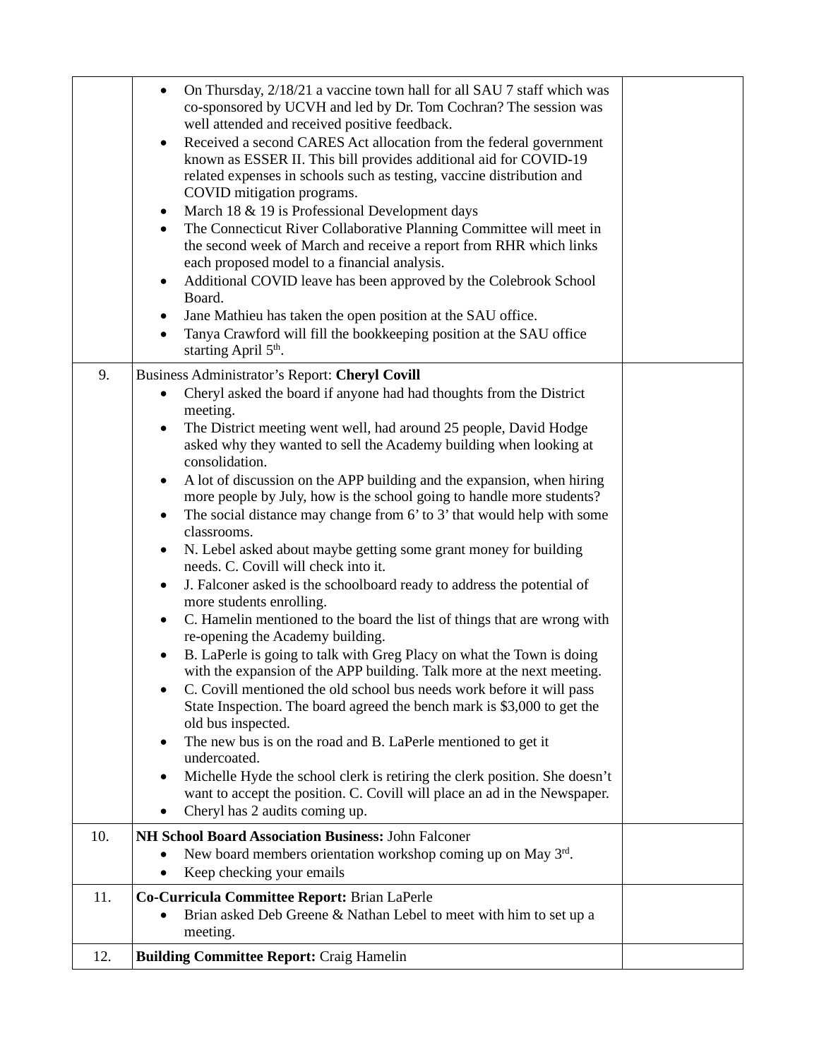| | | |
|---|---|---|
| | • On Thursday, 2/18/21 a vaccine town hall for all SAU 7 staff which was co-sponsored by UCVH and led by Dr. Tom Cochran? The session was well attended and received positive feedback.<br>• Received a second CARES Act allocation from the federal government known as ESSER II. This bill provides additional aid for COVID-19 related expenses in schools such as testing, vaccine distribution and COVID mitigation programs.<br>• March 18 & 19 is Professional Development days<br>• The Connecticut River Collaborative Planning Committee will meet in the second week of March and receive a report from RHR which links each proposed model to a financial analysis.<br>• Additional COVID leave has been approved by the Colebrook School Board.<br>• Jane Mathieu has taken the open position at the SAU office.<br>• Tanya Crawford will fill the bookkeeping position at the SAU office starting April 5th. | |
| 9. | Business Administrator's Report: **Cheryl Covill**<br>• Cheryl asked the board if anyone had had thoughts from the District meeting.<br>• The District meeting went well, had around 25 people, David Hodge asked why they wanted to sell the Academy building when looking at consolidation.<br>• A lot of discussion on the APP building and the expansion, when hiring more people by July, how is the school going to handle more students?<br>• The social distance may change from 6' to 3' that would help with some classrooms.<br>• N. Lebel asked about maybe getting some grant money for building needs. C. Covill will check into it.<br>• J. Falconer asked is the schoolboard ready to address the potential of more students enrolling.<br>• C. Hamelin mentioned to the board the list of things that are wrong with re-opening the Academy building.<br>• B. LaPerle is going to talk with Greg Placy on what the Town is doing with the expansion of the APP building. Talk more at the next meeting.<br>• C. Covill mentioned the old school bus needs work before it will pass State Inspection. The board agreed the bench mark is $3,000 to get the old bus inspected.<br>• The new bus is on the road and B. LaPerle mentioned to get it undercoated.<br>• Michelle Hyde the school clerk is retiring the clerk position. She doesn't want to accept the position. C. Covill will place an ad in the Newspaper.<br>• Cheryl has 2 audits coming up. | |
| 10. | **NH School Board Association Business:** John Falconer<br>• New board members orientation workshop coming up on May 3rd.<br>• Keep checking your emails | |
| 11. | **Co-Curricula Committee Report:** Brian LaPerle<br>• Brian asked Deb Greene & Nathan Lebel to meet with him to set up a meeting. | |
| 12. | **Building Committee Report:** Craig Hamelin | |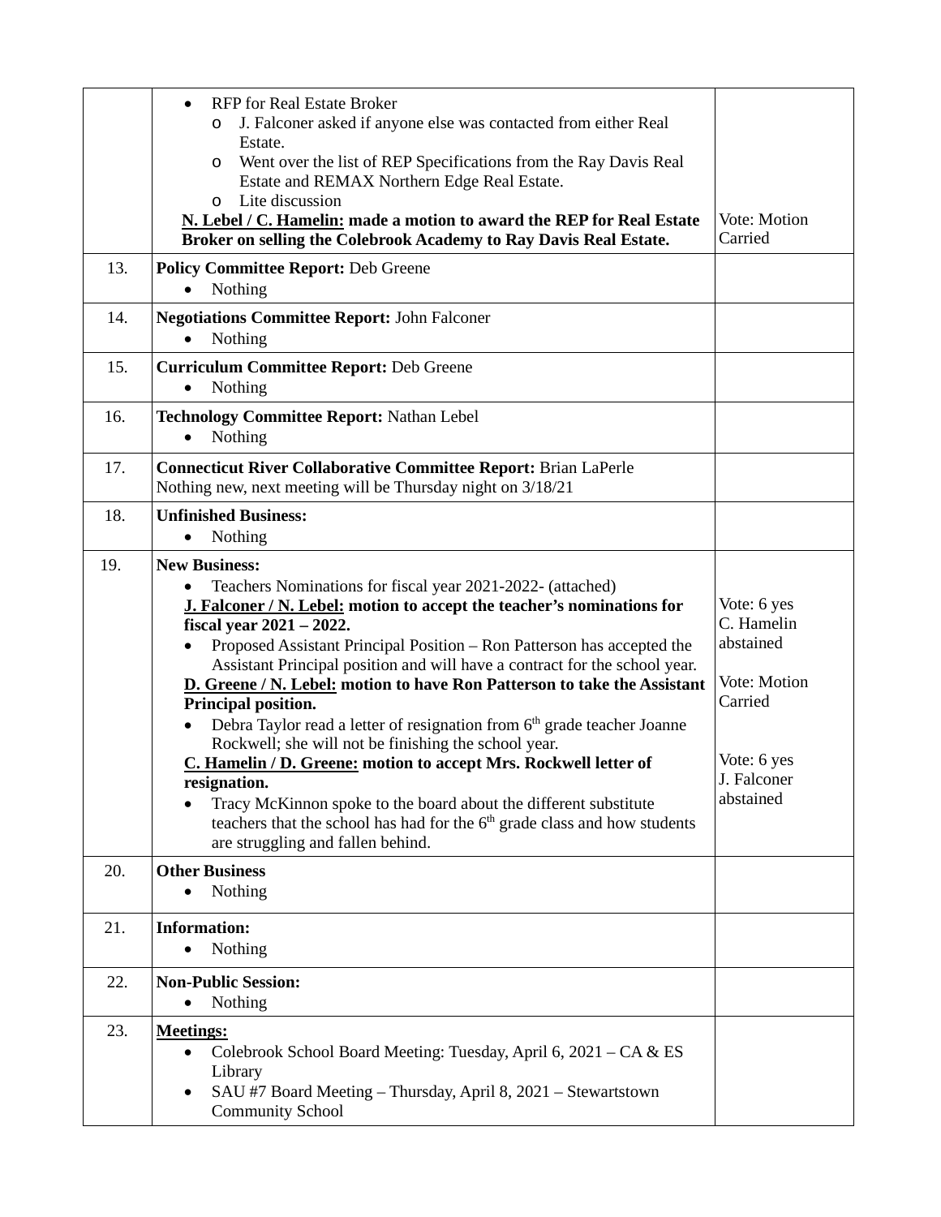| | | |
|---|---|---|
| | • RFP for Real Estate Broker<br>  o J. Falconer asked if anyone else was contacted from either Real Estate.<br>  o Went over the list of REP Specifications from the Ray Davis Real Estate and REMAX Northern Edge Real Estate.<br>  o Lite discussion<br>**<u>N. Lebel / C. Hamelin:</u> made a motion to award the REP for Real Estate Broker on selling the Colebrook Academy to Ray Davis Real Estate.** | Vote: Motion Carried |
| 13. | **Policy Committee Report:** Deb Greene<br>• Nothing | |
| 14. | **Negotiations Committee Report:** John Falconer<br>• Nothing | |
| 15. | **Curriculum Committee Report:** Deb Greene<br>• Nothing | |
| 16. | **Technology Committee Report:** Nathan Lebel<br>• Nothing | |
| 17. | **Connecticut River Collaborative Committee Report:** Brian LaPerle<br>Nothing new, next meeting will be Thursday night on 3/18/21 | |
| 18. | **Unfinished Business:**<br>• Nothing | |
| 19. | **New Business:**<br>• Teachers Nominations for fiscal year 2021-2022- (attached)<br>**<u>J. Falconer / N. Lebel:</u> motion to accept the teacher's nominations for fiscal year 2021 – 2022.**<br>• Proposed Assistant Principal Position – Ron Patterson has accepted the Assistant Principal position and will have a contract for the school year.<br>**<u>D. Greene / N. Lebel:</u> motion to have Ron Patterson to take the Assistant Principal position.**<br>• Debra Taylor read a letter of resignation from 6th grade teacher Joanne Rockwell; she will not be finishing the school year.<br>**<u>C. Hamelin / D. Greene:</u> motion to accept Mrs. Rockwell letter of resignation.**<br>• Tracy McKinnon spoke to the board about the different substitute teachers that the school has had for the 6th grade class and how students are struggling and fallen behind. | Vote: 6 yes C. Hamelin abstained<br><br>Vote: Motion Carried<br><br>Vote: 6 yes J. Falconer abstained |
| 20. | **Other Business**<br>• Nothing | |
| 21. | **Information:**<br>• Nothing | |
| 22. | **Non-Public Session:**<br>• Nothing | |
| 23. | **<u>Meetings:</u>**<br>• Colebrook School Board Meeting: Tuesday, April 6, 2021 – CA & ES Library<br>• SAU #7 Board Meeting – Thursday, April 8, 2021 – Stewartstown Community School | |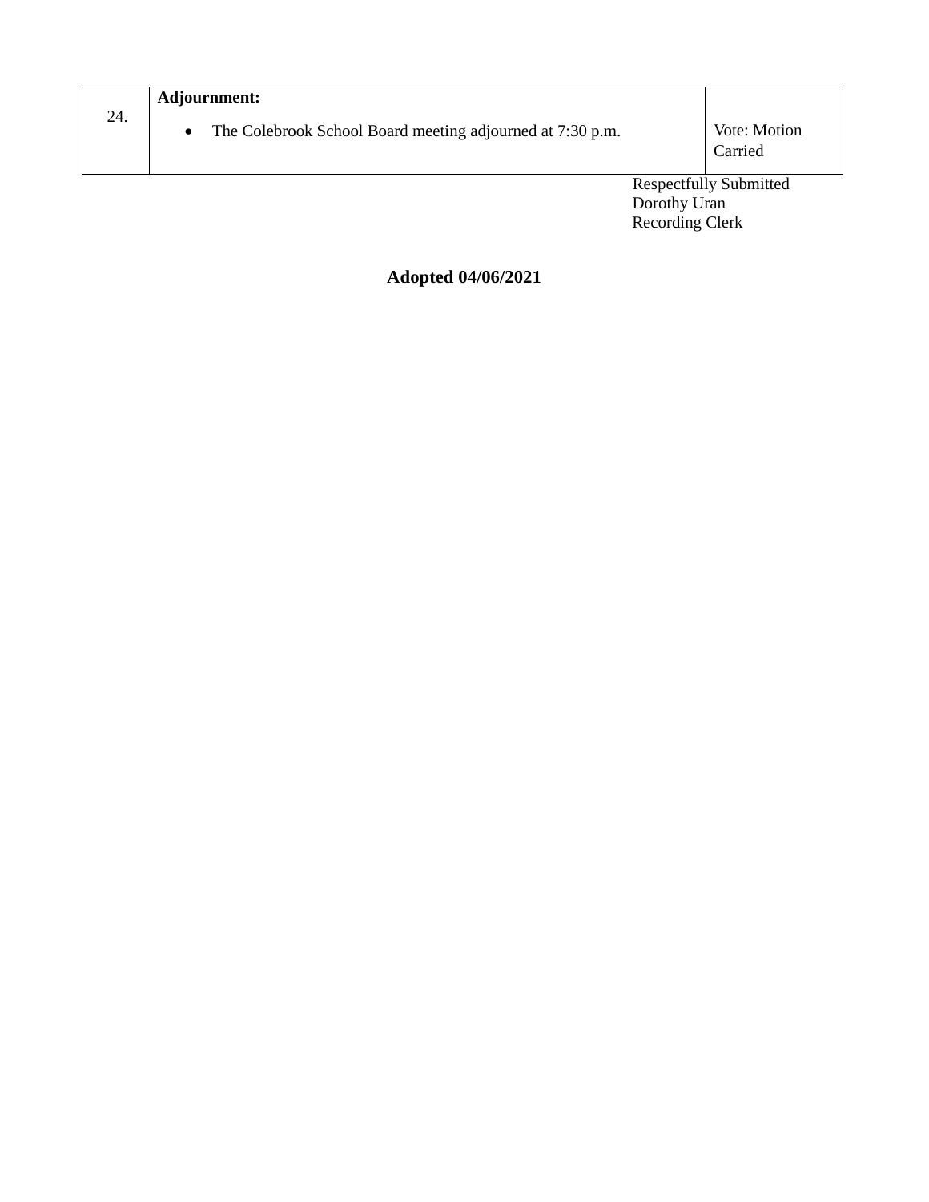| 24. | **Adjournment:**<br>• The Colebrook School Board meeting adjourned at 7:30 p.m. | Vote: Motion Carried |
|---|---|---|

Respectfully Submitted
Dorothy Uran
Recording Clerk

**Adopted 04/06/2021**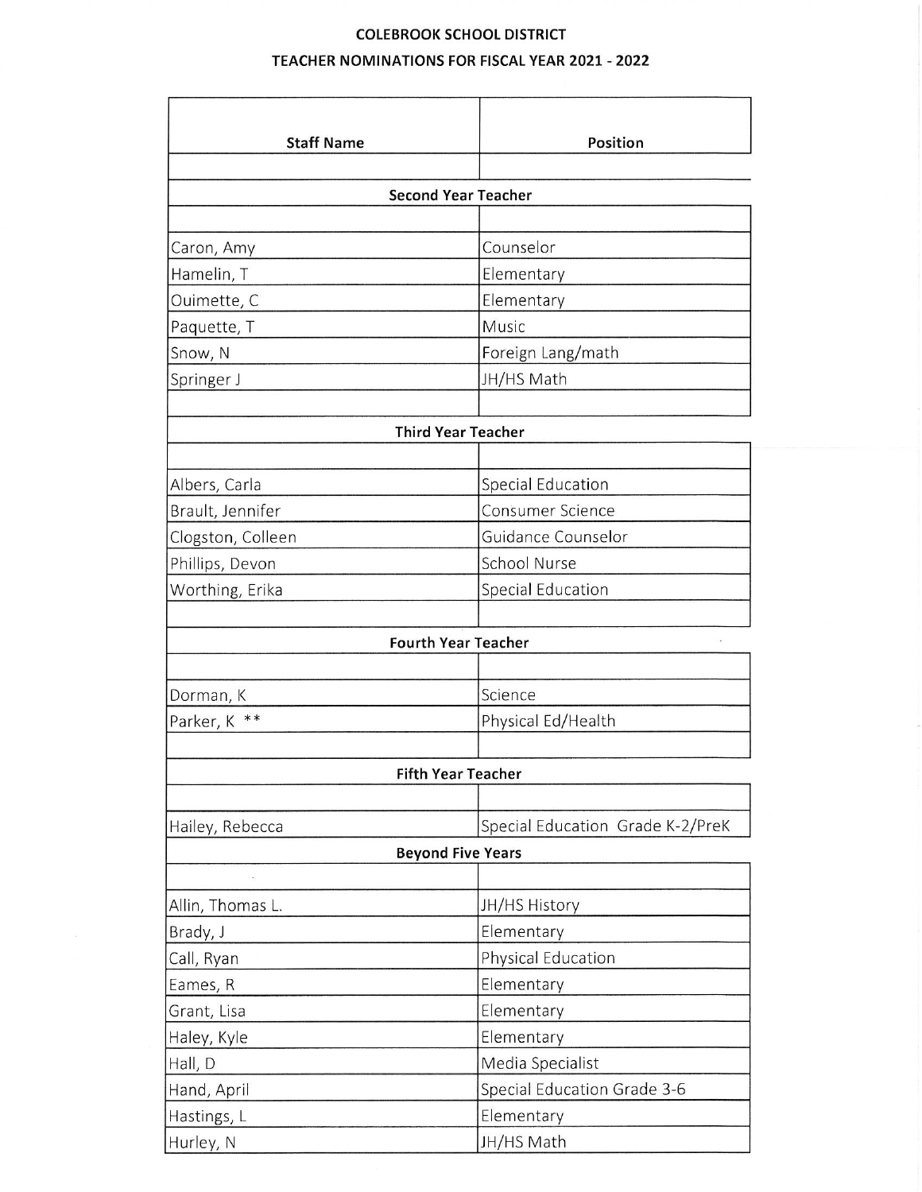**COLEBROOK SCHOOL DISTRICT**

**TEACHER NOMINATIONS FOR FISCAL YEAR 2021 - 2022**

| Staff Name | Position |
|---|---|
| | |
| **Second Year Teacher** | |
| | |
| Caron, Amy | Counselor |
| Hamelin, T | Elementary |
| Ouimette, C | Elementary |
| Paquette, T | Music |
| Snow, N | Foreign Lang/math |
| Springer J | JH/HS Math |
| | |
| **Third Year Teacher** | |
| | |
| Albers, Carla | Special Education |
| Brault, Jennifer | Consumer Science |
| Clogston, Colleen | Guidance Counselor |
| Phillips, Devon | School Nurse |
| Worthing, Erika | Special Education |
| | |
| **Fourth Year Teacher** | |
| | |
| Dorman, K | Science |
| Parker, K ** | Physical Ed/Health |
| | |
| **Fifth Year Teacher** | |
| | |
| Hailey, Rebecca | Special Education Grade K-2/PreK |
| **Beyond Five Years** | |
| | |
| Allin, Thomas L. | JH/HS History |
| Brady, J | Elementary |
| Call, Ryan | Physical Education |
| Eames, R | Elementary |
| Grant, Lisa | Elementary |
| Haley, Kyle | Elementary |
| Hall, D | Media Specialist |
| Hand, April | Special Education Grade 3-6 |
| Hastings, L | Elementary |
| Hurley, N | JH/HS Math |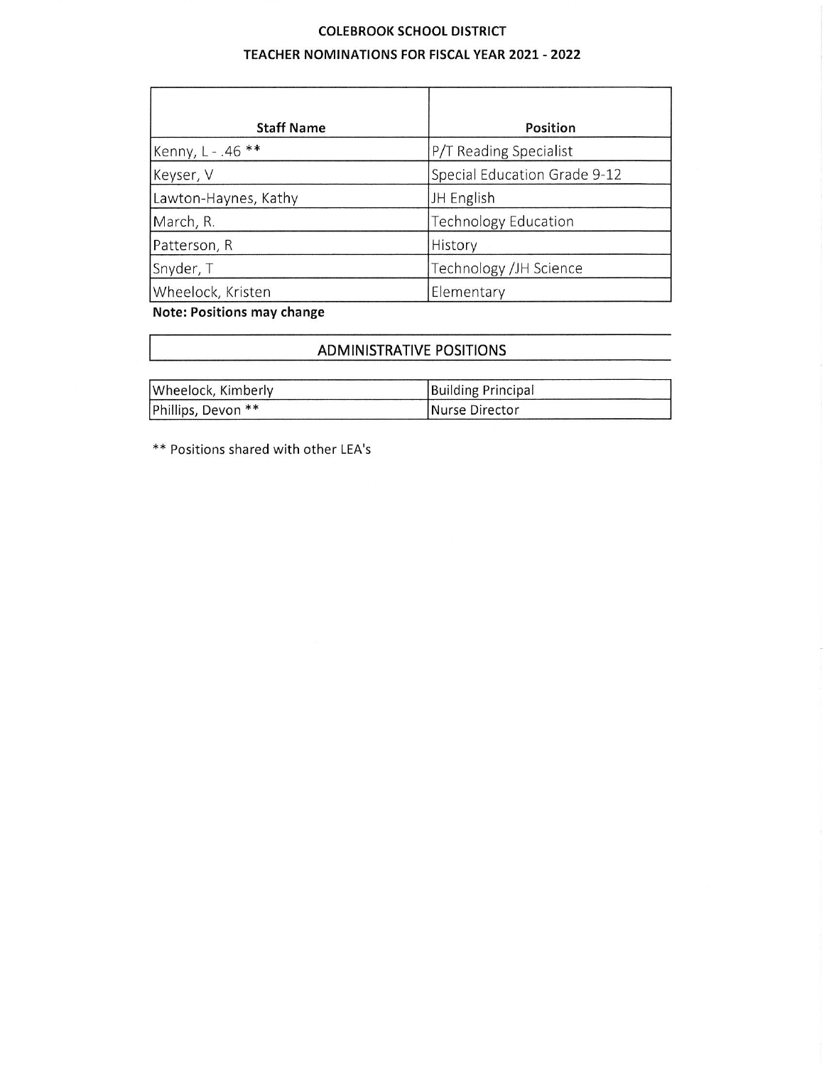**COLEBROOK SCHOOL DISTRICT**

**TEACHER NOMINATIONS FOR FISCAL YEAR 2021 - 2022**

| Staff Name | Position |
|---|---|
| Kenny, L - .46 ** | P/T Reading Specialist |
| Keyser, V | Special Education Grade 9-12 |
| Lawton-Haynes, Kathy | JH English |
| March, R. | Technology Education |
| Patterson, R | History |
| Snyder, T | Technology /JH Science |
| Wheelock, Kristen | Elementary |

**Note: Positions may change**

## ADMINISTRATIVE POSITIONS

| | |
|---|---|
| Wheelock, Kimberly | Building Principal |
| Phillips, Devon ** | Nurse Director |

** Positions shared with other LEA's